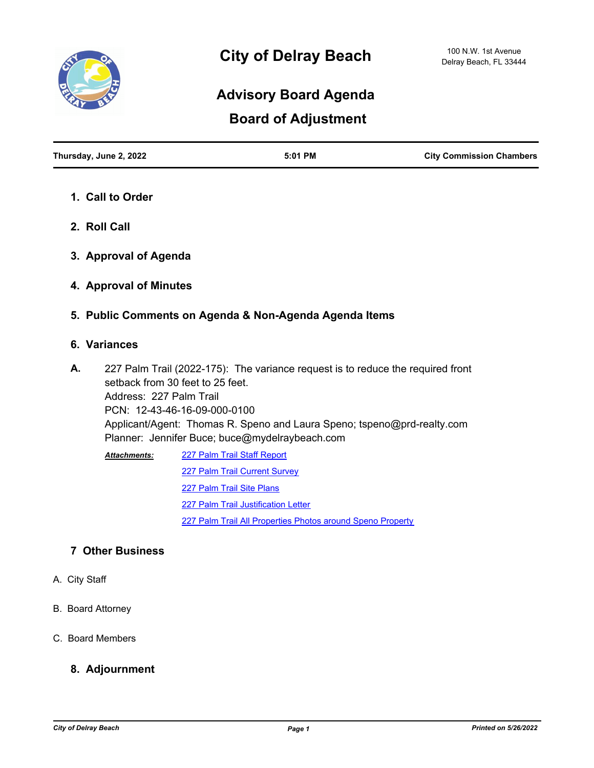# City of Delray Beach

100 N.W. 1st Avenue
Delray Beach, FL 33444

## Advisory Board Agenda

## Board of Adjustment

**Thursday, June 2, 2022** | **5:01 PM** | **City Commission Chambers**

### 1. Call to Order

### 2. Roll Call

### 3. Approval of Agenda

### 4. Approval of Minutes

### 5. Public Comments on Agenda & Non-Agenda Agenda Items

### 6. Variances

**A.** 227 Palm Trail (2022-175): The variance request is to reduce the required front setback from 30 feet to 25 feet.
Address: 227 Palm Trail
PCN: 12-43-46-16-09-000-0100
Applicant/Agent: Thomas R. Speno and Laura Speno; tspeno@prd-realty.com
Planner: Jennifer Buce; buce@mydelraybeach.com

***Attachments:***
- 227 Palm Trail Staff Report
- 227 Palm Trail Current Survey
- 227 Palm Trail Site Plans
- 227 Palm Trail Justification Letter
- 227 Palm Trail All Properties Photos around Speno Property

### 7 Other Business

A. City Staff

B. Board Attorney

C. Board Members

### 8. Adjournment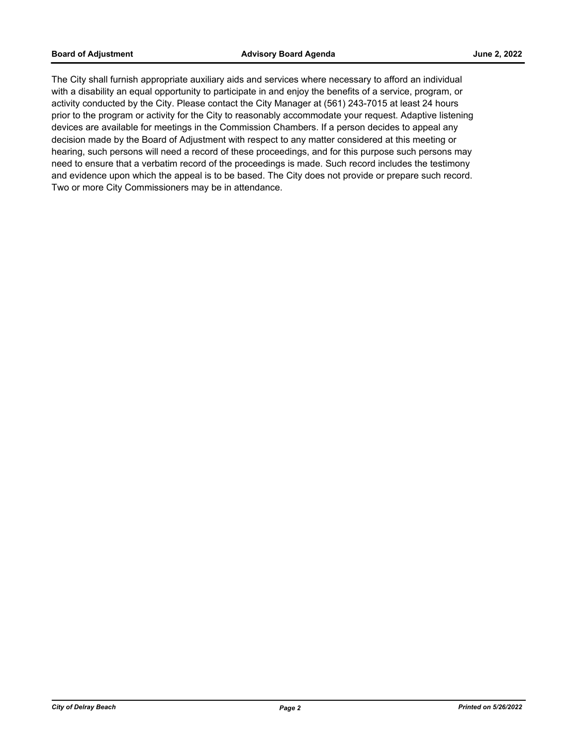The City shall furnish appropriate auxiliary aids and services where necessary to afford an individual with a disability an equal opportunity to participate in and enjoy the benefits of a service, program, or activity conducted by the City. Please contact the City Manager at (561) 243-7015 at least 24 hours prior to the program or activity for the City to reasonably accommodate your request. Adaptive listening devices are available for meetings in the Commission Chambers. If a person decides to appeal any decision made by the Board of Adjustment with respect to any matter considered at this meeting or hearing, such persons will need a record of these proceedings, and for this purpose such persons may need to ensure that a verbatim record of the proceedings is made. Such record includes the testimony and evidence upon which the appeal is to be based. The City does not provide or prepare such record. Two or more City Commissioners may be in attendance.